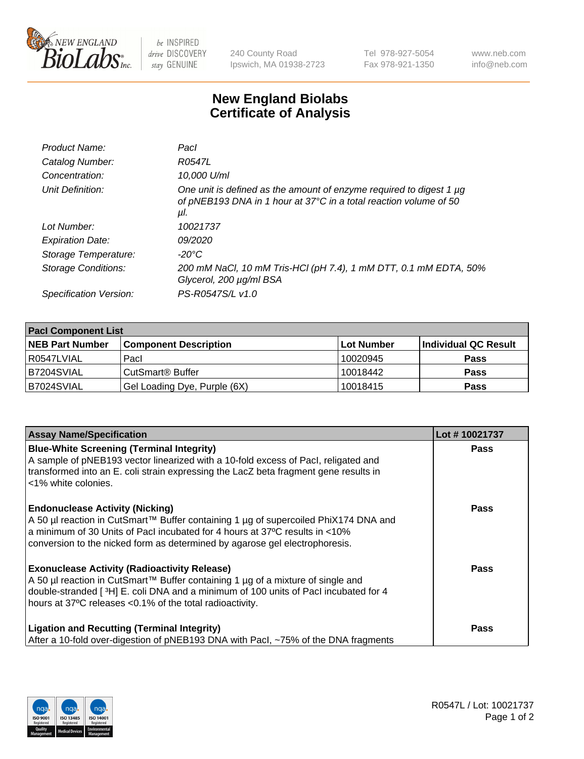240 County Road
Ipswich, MA 01938-2723

Tel 978-927-5054
Fax 978-921-1350

www.neb.com
info@neb.com

# New England Biolabs
# Certificate of Analysis

| | |
|---|---|
| *Product Name:* | *PacI* |
| *Catalog Number:* | *R0547L* |
| *Concentration:* | *10,000 U/ml* |
| *Unit Definition:* | *One unit is defined as the amount of enzyme required to digest 1 µg of pNEB193 DNA in 1 hour at 37°C in a total reaction volume of 50 µl.* |
| *Lot Number:* | *10021737* |
| *Expiration Date:* | *09/2020* |
| *Storage Temperature:* | *-20°C* |
| *Storage Conditions:* | *200 mM NaCl, 10 mM Tris-HCl (pH 7.4), 1 mM DTT, 0.1 mM EDTA, 50% Glycerol, 200 µg/ml BSA* |
| *Specification Version:* | *PS-R0547S/L v1.0* |

| PacI Component List | | | |
|---|---|---|---|
| **NEB Part Number** | **Component Description** | **Lot Number** | **Individual QC Result** |
| R0547LVIAL | PacI | 10020945 | **Pass** |
| B7204SVIAL | CutSmart® Buffer | 10018442 | **Pass** |
| B7024SVIAL | Gel Loading Dye, Purple (6X) | 10018415 | **Pass** |

| Assay Name/Specification | Lot # 10021737 |
|---|---|
| **Blue-White Screening (Terminal Integrity)**<br>A sample of pNEB193 vector linearized with a 10-fold excess of PacI, religated and transformed into an E. coli strain expressing the LacZ beta fragment gene results in <1% white colonies. | **Pass** |
| **Endonuclease Activity (Nicking)**<br>A 50 µl reaction in CutSmart™ Buffer containing 1 µg of supercoiled PhiX174 DNA and a minimum of 30 Units of PacI incubated for 4 hours at 37ºC results in <10% conversion to the nicked form as determined by agarose gel electrophoresis. | **Pass** |
| **Exonuclease Activity (Radioactivity Release)**<br>A 50 µl reaction in CutSmart™ Buffer containing 1 µg of a mixture of single and double-stranded [ $^3$H] E. coli DNA and a minimum of 100 units of PacI incubated for 4 hours at 37ºC releases <0.1% of the total radioactivity. | **Pass** |
| **Ligation and Recutting (Terminal Integrity)**<br>After a 10-fold over-digestion of pNEB193 DNA with PacI, ~75% of the DNA fragments | **Pass** |

R0547L / Lot: 10021737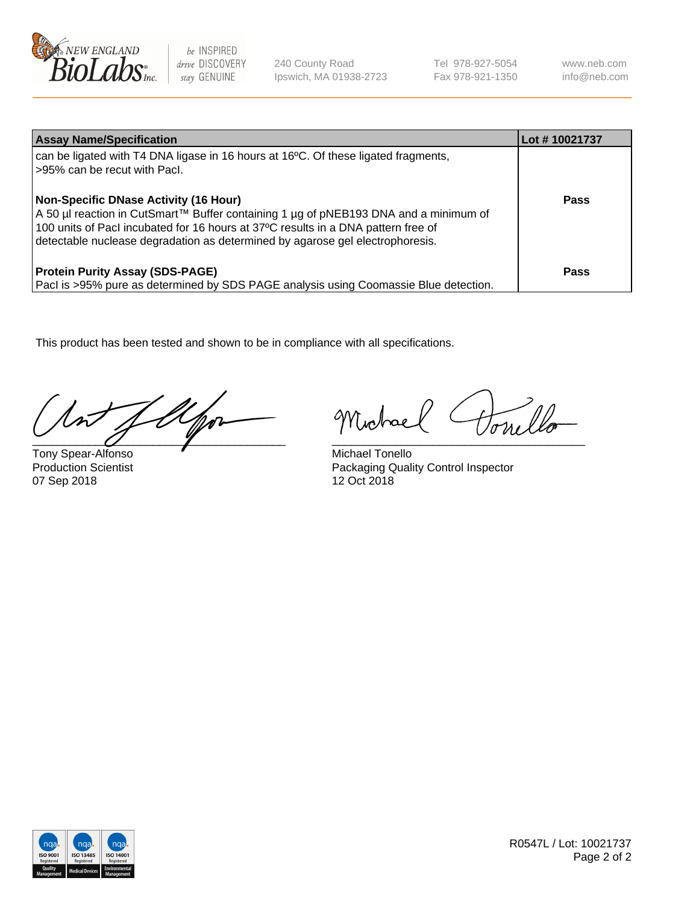| Assay Name/Specification | Lot # 10021737 |
| --- | --- |
| can be ligated with T4 DNA ligase in 16 hours at 16ºC. Of these ligated fragments, >95% can be recut with PacI. | |
| **Non-Specific DNase Activity (16 Hour)**<br>A 50 µl reaction in CutSmart™ Buffer containing 1 µg of pNEB193 DNA and a minimum of 100 units of PacI incubated for 16 hours at 37ºC results in a DNA pattern free of detectable nuclease degradation as determined by agarose gel electrophoresis. | **Pass** |
| **Protein Purity Assay (SDS-PAGE)**<br>PacI is >95% pure as determined by SDS PAGE analysis using Coomassie Blue detection. | **Pass** |

This product has been tested and shown to be in compliance with all specifications.

Tony Spear-Alfonso
Production Scientist
07 Sep 2018

Michael Tonello
Packaging Quality Control Inspector
12 Oct 2018

R0547L / Lot: 10021737